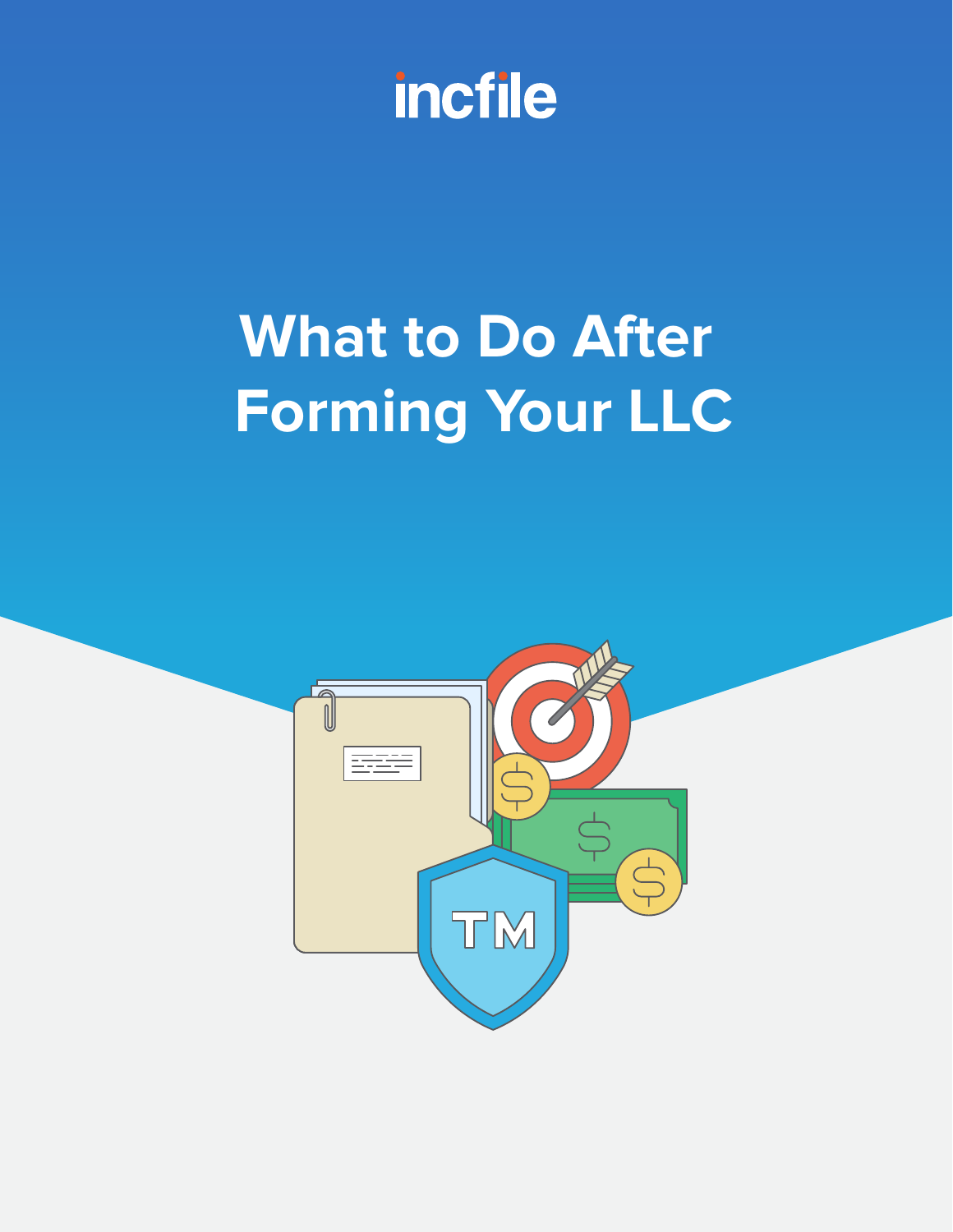incfile

# What to Do After Forming Your LLC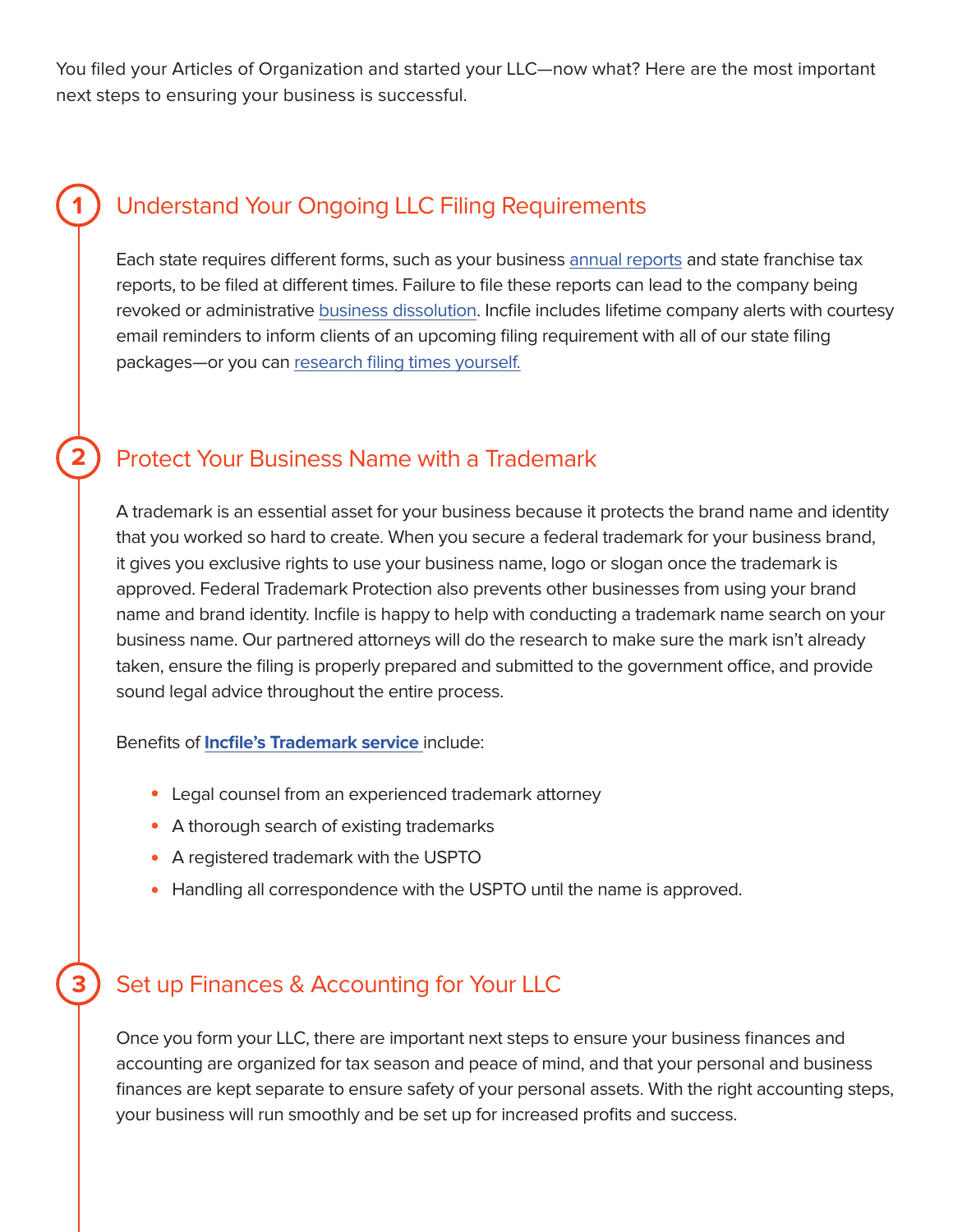You filed your Articles of Organization and started your LLC—now what? Here are the most important next steps to ensuring your business is successful.

## 1 Understand Your Ongoing LLC Filing Requirements

Each state requires different forms, such as your business annual reports and state franchise tax reports, to be filed at different times. Failure to file these reports can lead to the company being revoked or administrative business dissolution. Incfile includes lifetime company alerts with courtesy email reminders to inform clients of an upcoming filing requirement with all of our state filing packages—or you can research filing times yourself.

## 2 Protect Your Business Name with a Trademark

A trademark is an essential asset for your business because it protects the brand name and identity that you worked so hard to create. When you secure a federal trademark for your business brand, it gives you exclusive rights to use your business name, logo or slogan once the trademark is approved. Federal Trademark Protection also prevents other businesses from using your brand name and brand identity. Incfile is happy to help with conducting a trademark name search on your business name. Our partnered attorneys will do the research to make sure the mark isn't already taken, ensure the filing is properly prepared and submitted to the government office, and provide sound legal advice throughout the entire process.

Benefits of **Incfile's Trademark service** include:

- Legal counsel from an experienced trademark attorney
- A thorough search of existing trademarks
- A registered trademark with the USPTO
- Handling all correspondence with the USPTO until the name is approved.

## 3 Set up Finances & Accounting for Your LLC

Once you form your LLC, there are important next steps to ensure your business finances and accounting are organized for tax season and peace of mind, and that your personal and business finances are kept separate to ensure safety of your personal assets. With the right accounting steps, your business will run smoothly and be set up for increased profits and success.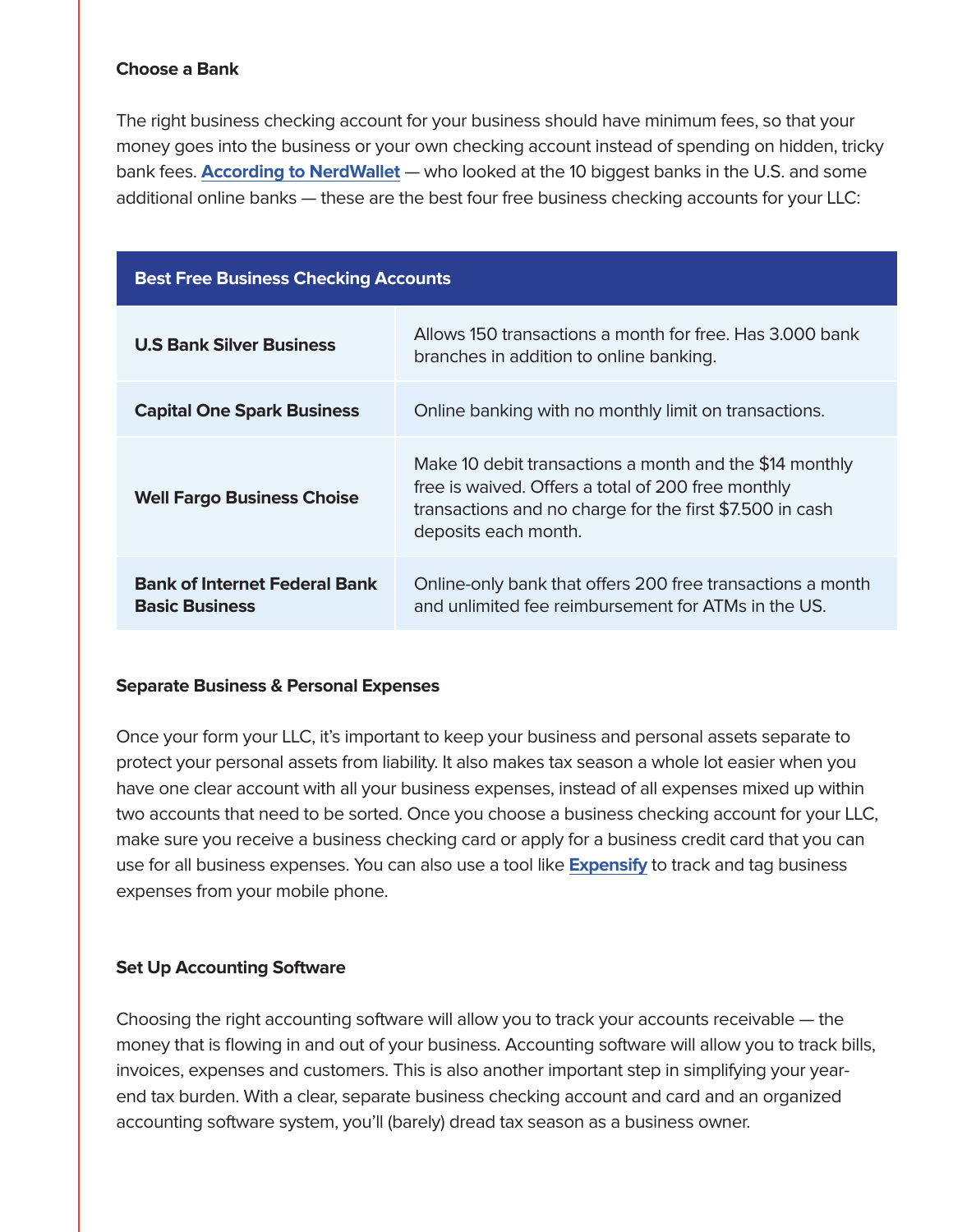### Choose a Bank

The right business checking account for your business should have minimum fees, so that your money goes into the business or your own checking account instead of spending on hidden, tricky bank fees. **According to NerdWallet** — who looked at the 10 biggest banks in the U.S. and some additional online banks — these are the best four free business checking accounts for your LLC:

| Best Free Business Checking Accounts | |
|---|---|
| **U.S Bank Silver Business** | Allows 150 transactions a month for free. Has 3.000 bank branches in addition to online banking. |
| **Capital One Spark Business** | Online banking with no monthly limit on transactions. |
| **Well Fargo Business Choise** | Make 10 debit transactions a month and the $14 monthly free is waived. Offers a total of 200 free monthly transactions and no charge for the first $7.500 in cash deposits each month. |
| **Bank of Internet Federal Bank Basic Business** | Online-only bank that offers 200 free transactions a month and unlimited fee reimbursement for ATMs in the US. |

### Separate Business & Personal Expenses

Once your form your LLC, it's important to keep your business and personal assets separate to protect your personal assets from liability. It also makes tax season a whole lot easier when you have one clear account with all your business expenses, instead of all expenses mixed up within two accounts that need to be sorted. Once you choose a business checking account for your LLC, make sure you receive a business checking card or apply for a business credit card that you can use for all business expenses. You can also use a tool like **Expensify** to track and tag business expenses from your mobile phone.

### Set Up Accounting Software

Choosing the right accounting software will allow you to track your accounts receivable — the money that is flowing in and out of your business. Accounting software will allow you to track bills, invoices, expenses and customers. This is also another important step in simplifying your year-end tax burden. With a clear, separate business checking account and card and an organized accounting software system, you'll (barely) dread tax season as a business owner.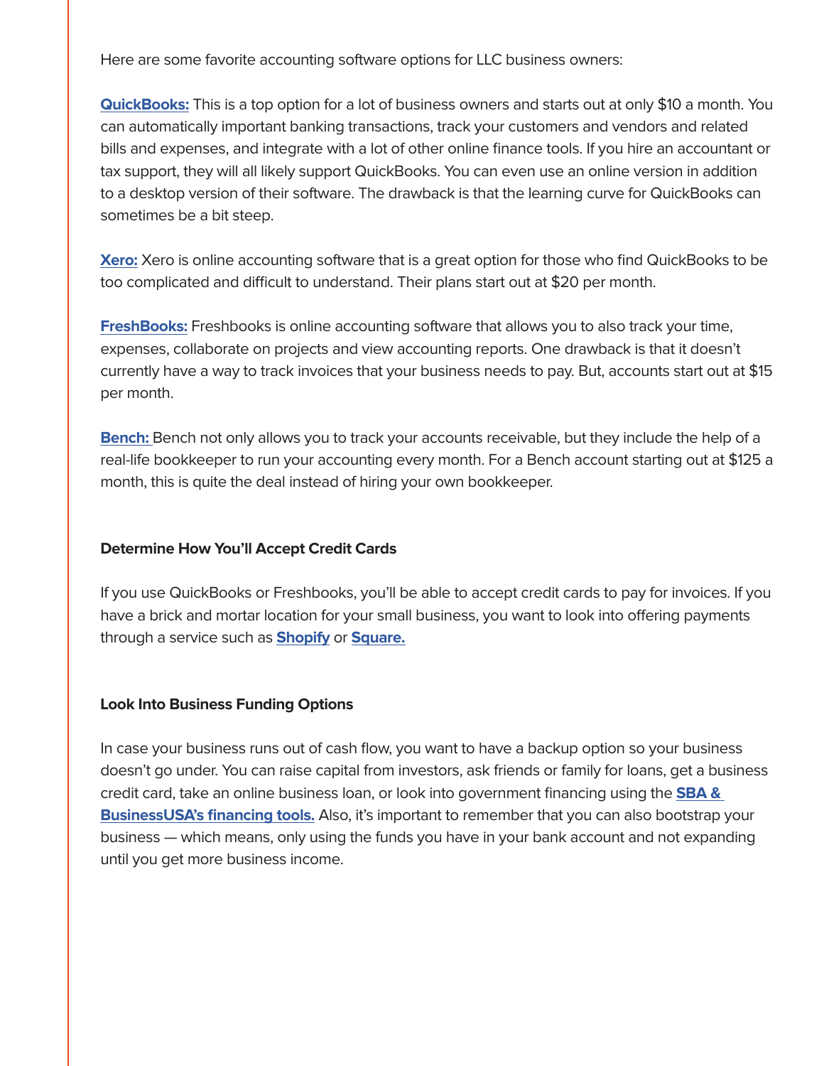Here are some favorite accounting software options for LLC business owners:

**QuickBooks:** This is a top option for a lot of business owners and starts out at only $10 a month. You can automatically important banking transactions, track your customers and vendors and related bills and expenses, and integrate with a lot of other online finance tools. If you hire an accountant or tax support, they will all likely support QuickBooks. You can even use an online version in addition to a desktop version of their software. The drawback is that the learning curve for QuickBooks can sometimes be a bit steep.

**Xero:** Xero is online accounting software that is a great option for those who find QuickBooks to be too complicated and difficult to understand. Their plans start out at $20 per month.

**FreshBooks:** Freshbooks is online accounting software that allows you to also track your time, expenses, collaborate on projects and view accounting reports. One drawback is that it doesn't currently have a way to track invoices that your business needs to pay. But, accounts start out at $15 per month.

**Bench:** Bench not only allows you to track your accounts receivable, but they include the help of a real-life bookkeeper to run your accounting every month. For a Bench account starting out at $125 a month, this is quite the deal instead of hiring your own bookkeeper.

**Determine How You'll Accept Credit Cards**

If you use QuickBooks or Freshbooks, you'll be able to accept credit cards to pay for invoices. If you have a brick and mortar location for your small business, you want to look into offering payments through a service such as **Shopify** or **Square.**

**Look Into Business Funding Options**

In case your business runs out of cash flow, you want to have a backup option so your business doesn't go under. You can raise capital from investors, ask friends or family for loans, get a business credit card, take an online business loan, or look into government financing using the **SBA & BusinessUSA's financing tools.** Also, it's important to remember that you can also bootstrap your business — which means, only using the funds you have in your bank account and not expanding until you get more business income.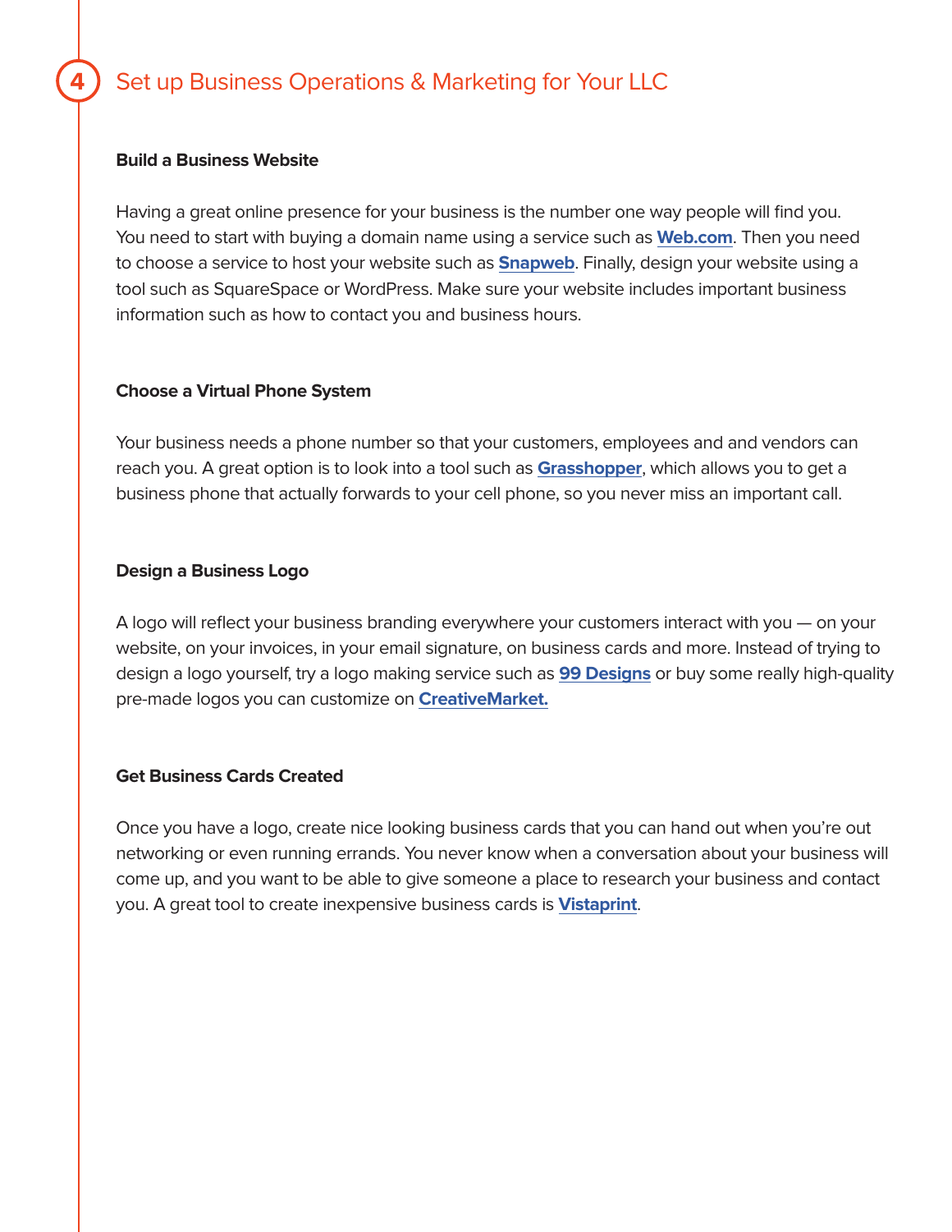## 4 Set up Business Operations & Marketing for Your LLC

### Build a Business Website

Having a great online presence for your business is the number one way people will find you. You need to start with buying a domain name using a service such as **Web.com**. Then you need to choose a service to host your website such as **Snapweb**. Finally, design your website using a tool such as SquareSpace or WordPress. Make sure your website includes important business information such as how to contact you and business hours.

### Choose a Virtual Phone System

Your business needs a phone number so that your customers, employees and and vendors can reach you. A great option is to look into a tool such as **Grasshopper**, which allows you to get a business phone that actually forwards to your cell phone, so you never miss an important call.

### Design a Business Logo

A logo will reflect your business branding everywhere your customers interact with you — on your website, on your invoices, in your email signature, on business cards and more. Instead of trying to design a logo yourself, try a logo making service such as **99 Designs** or buy some really high-quality pre-made logos you can customize on **CreativeMarket.**

### Get Business Cards Created

Once you have a logo, create nice looking business cards that you can hand out when you're out networking or even running errands. You never know when a conversation about your business will come up, and you want to be able to give someone a place to research your business and contact you. A great tool to create inexpensive business cards is **Vistaprint**.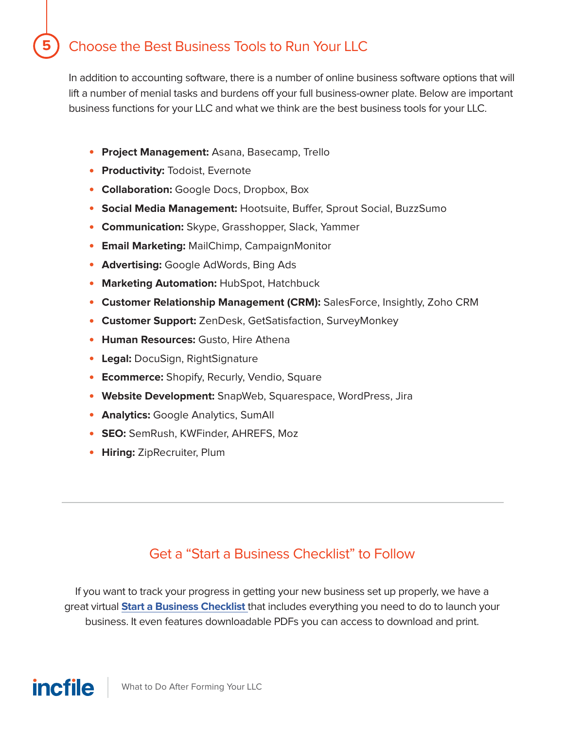## 5 Choose the Best Business Tools to Run Your LLC

In addition to accounting software, there is a number of online business software options that will lift a number of menial tasks and burdens off your full business-owner plate. Below are important business functions for your LLC and what we think are the best business tools for your LLC.

- **Project Management:** Asana, Basecamp, Trello
- **Productivity:** Todoist, Evernote
- **Collaboration:** Google Docs, Dropbox, Box
- **Social Media Management:** Hootsuite, Buffer, Sprout Social, BuzzSumo
- **Communication:** Skype, Grasshopper, Slack, Yammer
- **Email Marketing:** MailChimp, CampaignMonitor
- **Advertising:** Google AdWords, Bing Ads
- **Marketing Automation:** HubSpot, Hatchbuck
- **Customer Relationship Management (CRM):** SalesForce, Insightly, Zoho CRM
- **Customer Support:** ZenDesk, GetSatisfaction, SurveyMonkey
- **Human Resources:** Gusto, Hire Athena
- **Legal:** DocuSign, RightSignature
- **Ecommerce:** Shopify, Recurly, Vendio, Square
- **Website Development:** SnapWeb, Squarespace, WordPress, Jira
- **Analytics:** Google Analytics, SumAll
- **SEO:** SemRush, KWFinder, AHREFS, Moz
- **Hiring:** ZipRecruiter, Plum

---

## Get a "Start a Business Checklist" to Follow

If you want to track your progress in getting your new business set up properly, we have a great virtual **Start a Business Checklist** that includes everything you need to do to launch your business. It even features downloadable PDFs you can access to download and print.